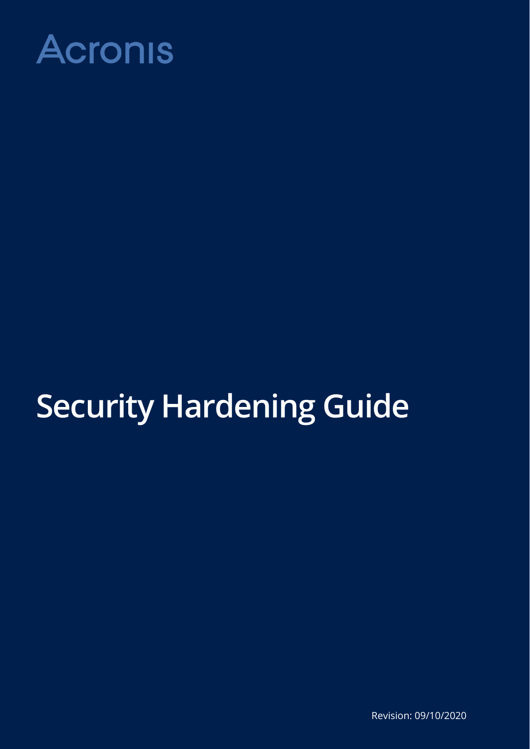Acronis

# Security Hardening Guide

Revision: 09/10/2020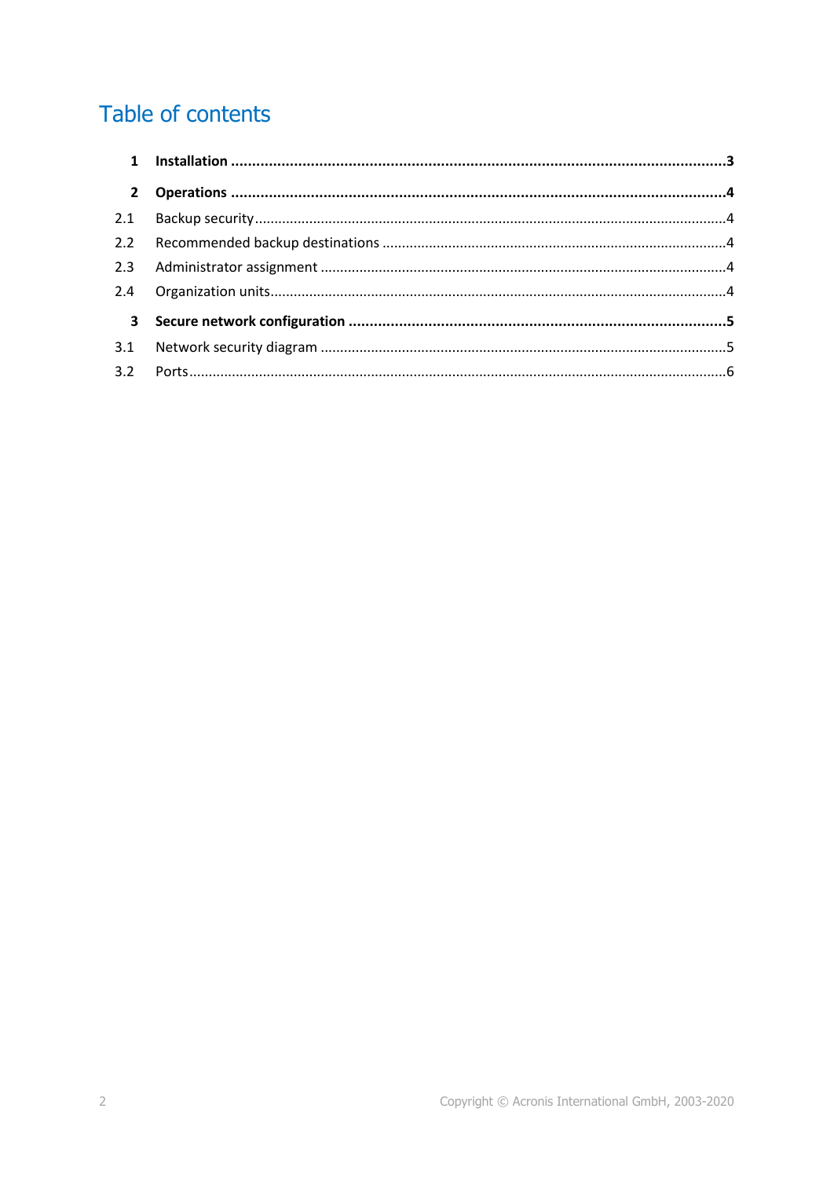# Table of contents

**1 Installation ........................................................ 3**

**2 Operations ........................................................ 4**

2.1 Backup security ........................................................ 4

2.2 Recommended backup destinations ........................................................ 4

2.3 Administrator assignment ........................................................ 4

2.4 Organization units ........................................................ 4

**3 Secure network configuration ........................................................ 5**

3.1 Network security diagram ........................................................ 5

3.2 Ports ........................................................ 6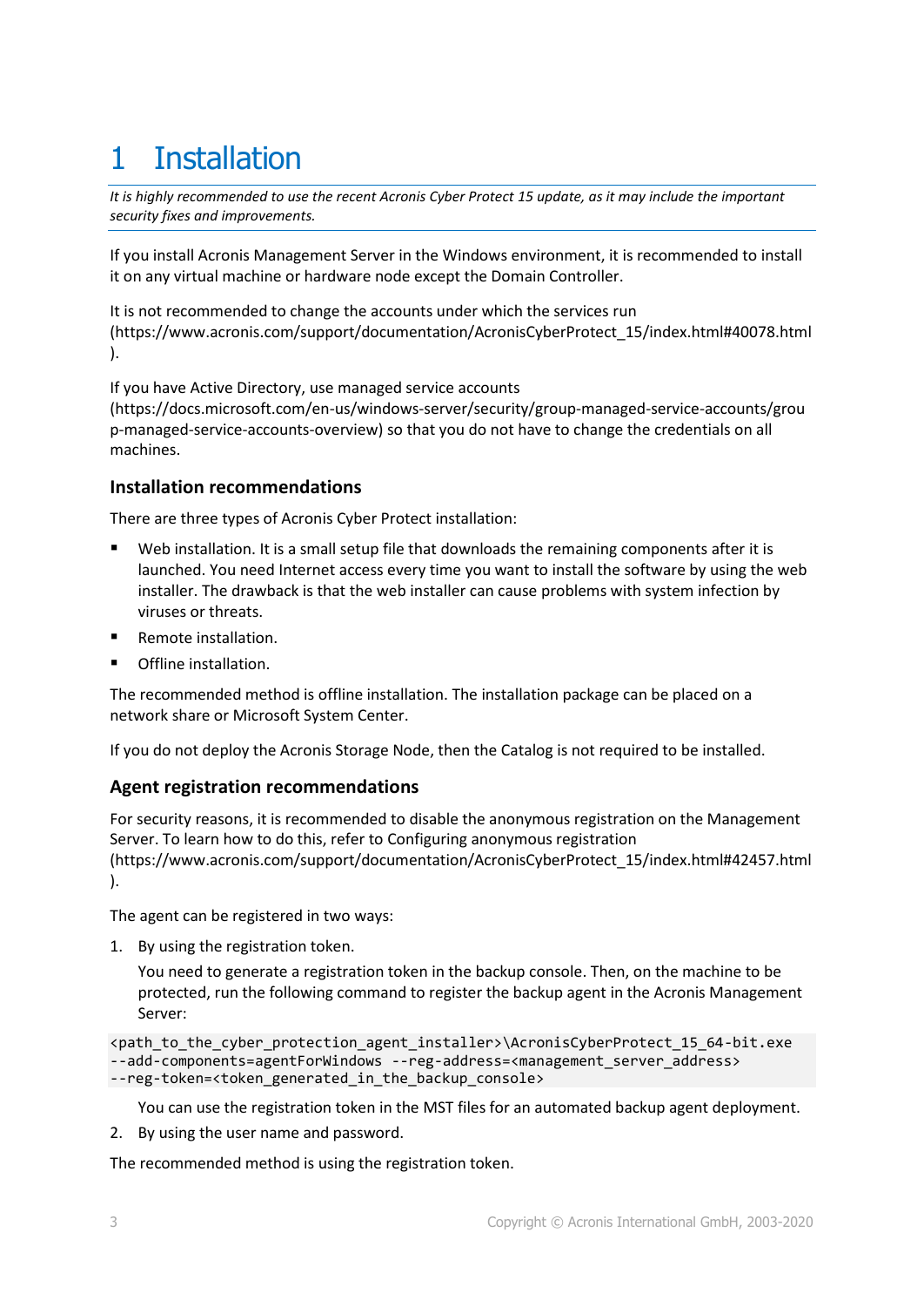# 1 Installation

*It is highly recommended to use the recent Acronis Cyber Protect 15 update, as it may include the important security fixes and improvements.*

If you install Acronis Management Server in the Windows environment, it is recommended to install it on any virtual machine or hardware node except the Domain Controller.

It is not recommended to change the accounts under which the services run (https://www.acronis.com/support/documentation/AcronisCyberProtect_15/index.html#40078.html).

If you have Active Directory, use managed service accounts (https://docs.microsoft.com/en-us/windows-server/security/group-managed-service-accounts/group-managed-service-accounts-overview) so that you do not have to change the credentials on all machines.

## Installation recommendations

There are three types of Acronis Cyber Protect installation:

- Web installation. It is a small setup file that downloads the remaining components after it is launched. You need Internet access every time you want to install the software by using the web installer. The drawback is that the web installer can cause problems with system infection by viruses or threats.
- Remote installation.
- Offline installation.

The recommended method is offline installation. The installation package can be placed on a network share or Microsoft System Center.

If you do not deploy the Acronis Storage Node, then the Catalog is not required to be installed.

## Agent registration recommendations

For security reasons, it is recommended to disable the anonymous registration on the Management Server. To learn how to do this, refer to Configuring anonymous registration (https://www.acronis.com/support/documentation/AcronisCyberProtect_15/index.html#42457.html).

The agent can be registered in two ways:

1. By using the registration token.

   You need to generate a registration token in the backup console. Then, on the machine to be protected, run the following command to register the backup agent in the Acronis Management Server:

```
<path_to_the_cyber_protection_agent_installer>\AcronisCyberProtect_15_64-bit.exe
--add-components=agentForWindows --reg-address=<management_server_address>
--reg-token=<token_generated_in_the_backup_console>
```

   You can use the registration token in the MST files for an automated backup agent deployment.

2. By using the user name and password.

The recommended method is using the registration token.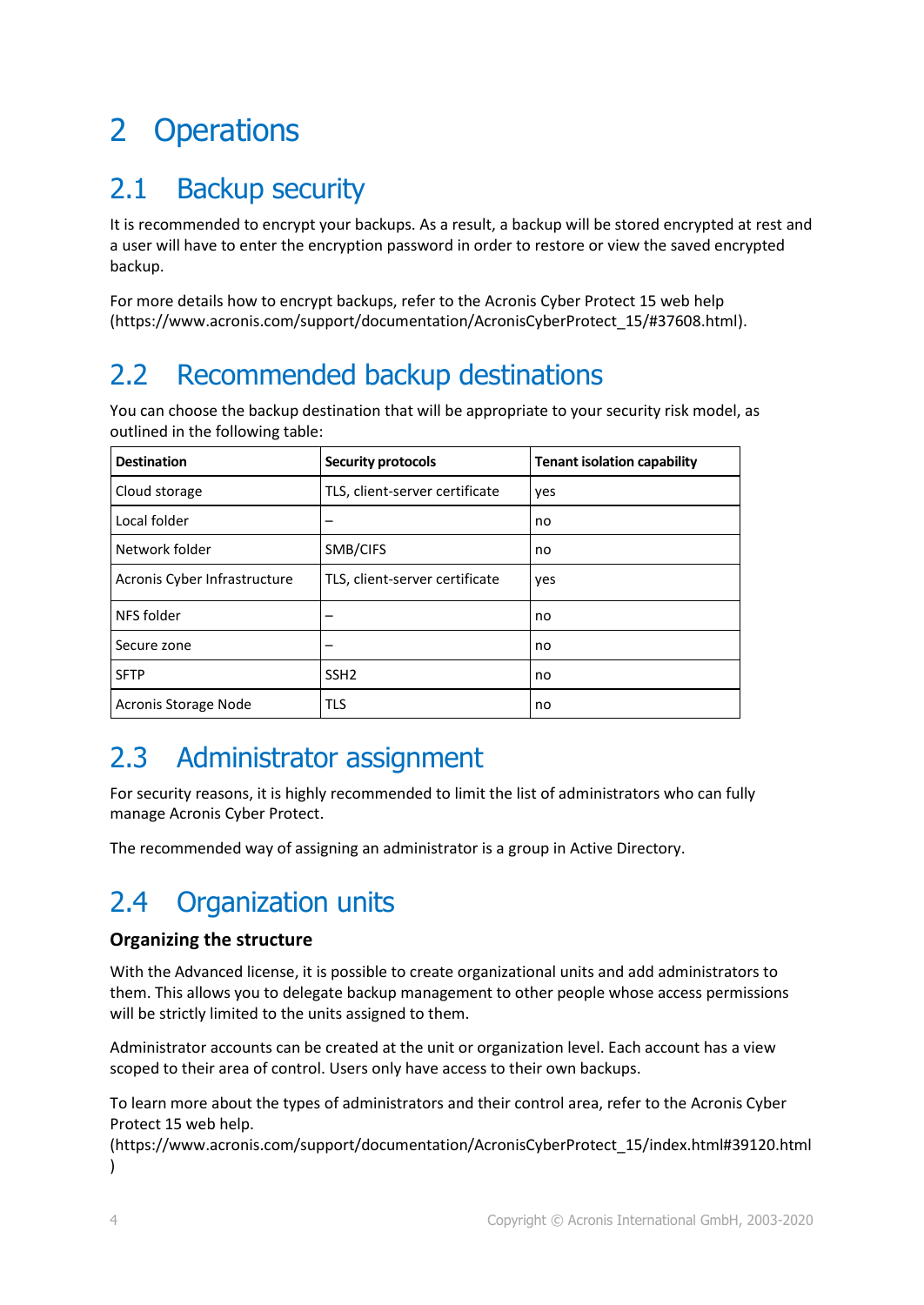# 2 Operations

## 2.1 Backup security

It is recommended to encrypt your backups. As a result, a backup will be stored encrypted at rest and a user will have to enter the encryption password in order to restore or view the saved encrypted backup.

For more details how to encrypt backups, refer to the Acronis Cyber Protect 15 web help (https://www.acronis.com/support/documentation/AcronisCyberProtect_15/#37608.html).

## 2.2 Recommended backup destinations

You can choose the backup destination that will be appropriate to your security risk model, as outlined in the following table:

| Destination | Security protocols | Tenant isolation capability |
|---|---|---|
| Cloud storage | TLS, client-server certificate | yes |
| Local folder | – | no |
| Network folder | SMB/CIFS | no |
| Acronis Cyber Infrastructure | TLS, client-server certificate | yes |
| NFS folder | – | no |
| Secure zone | – | no |
| SFTP | SSH2 | no |
| Acronis Storage Node | TLS | no |

## 2.3 Administrator assignment

For security reasons, it is highly recommended to limit the list of administrators who can fully manage Acronis Cyber Protect.

The recommended way of assigning an administrator is a group in Active Directory.

## 2.4 Organization units

### Organizing the structure

With the Advanced license, it is possible to create organizational units and add administrators to them. This allows you to delegate backup management to other people whose access permissions will be strictly limited to the units assigned to them.

Administrator accounts can be created at the unit or organization level. Each account has a view scoped to their area of control. Users only have access to their own backups.

To learn more about the types of administrators and their control area, refer to the Acronis Cyber Protect 15 web help.
(https://www.acronis.com/support/documentation/AcronisCyberProtect_15/index.html#39120.html)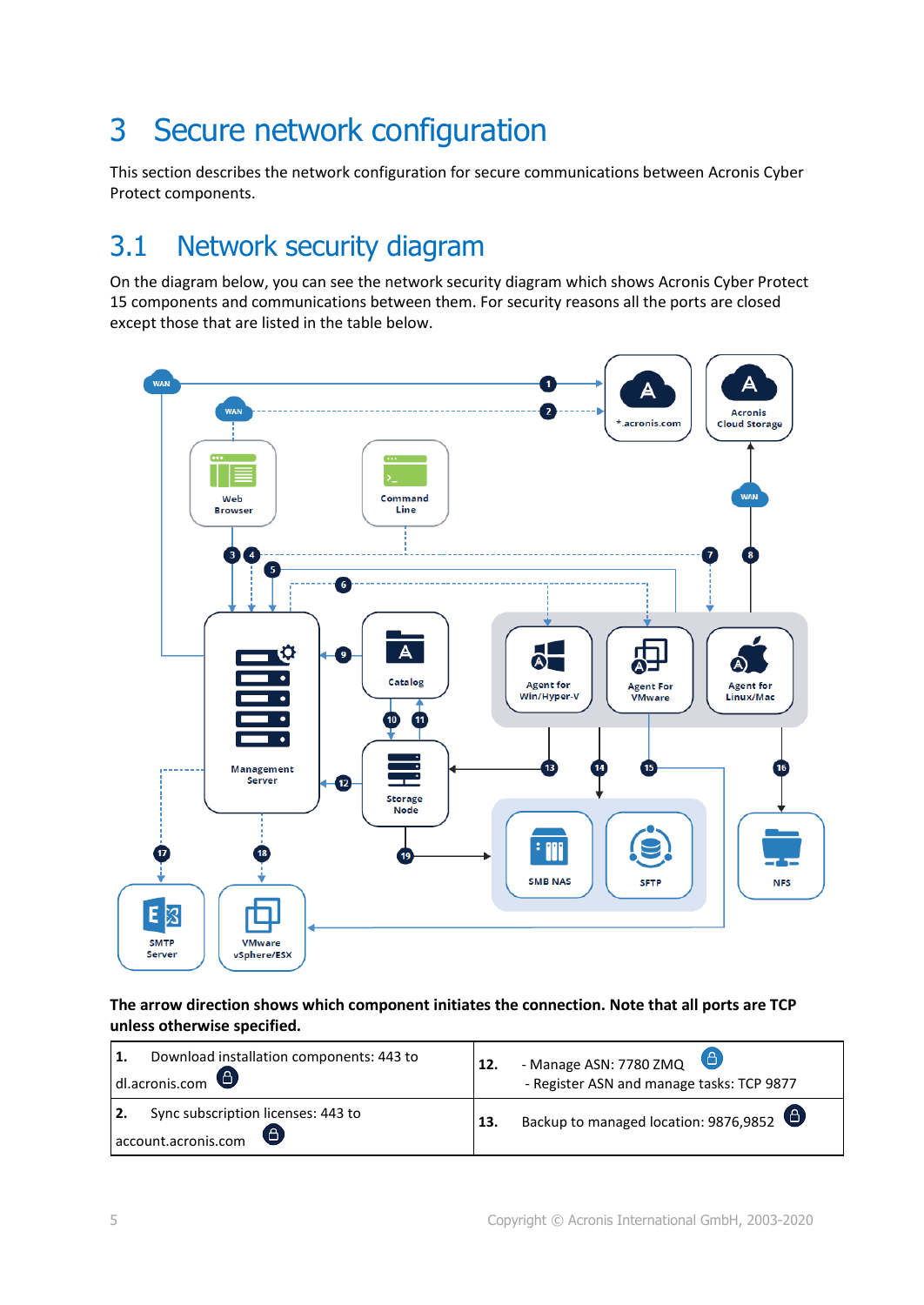# 3 Secure network configuration

This section describes the network configuration for secure communications between Acronis Cyber Protect components.

## 3.1 Network security diagram

On the diagram below, you can see the network security diagram which shows Acronis Cyber Protect 15 components and communications between them. For security reasons all the ports are closed except those that are listed in the table below.

**The arrow direction shows which component initiates the connection. Note that all ports are TCP unless otherwise specified.**

| | |
|---|---|
| **1.** Download installation components: 443 to dl.acronis.com | **12.** - Manage ASN: 7780 ZMQ<br>- Register ASN and manage tasks: TCP 9877 |
| **2.** Sync subscription licenses: 443 to account.acronis.com | **13.** Backup to managed location: 9876,9852 |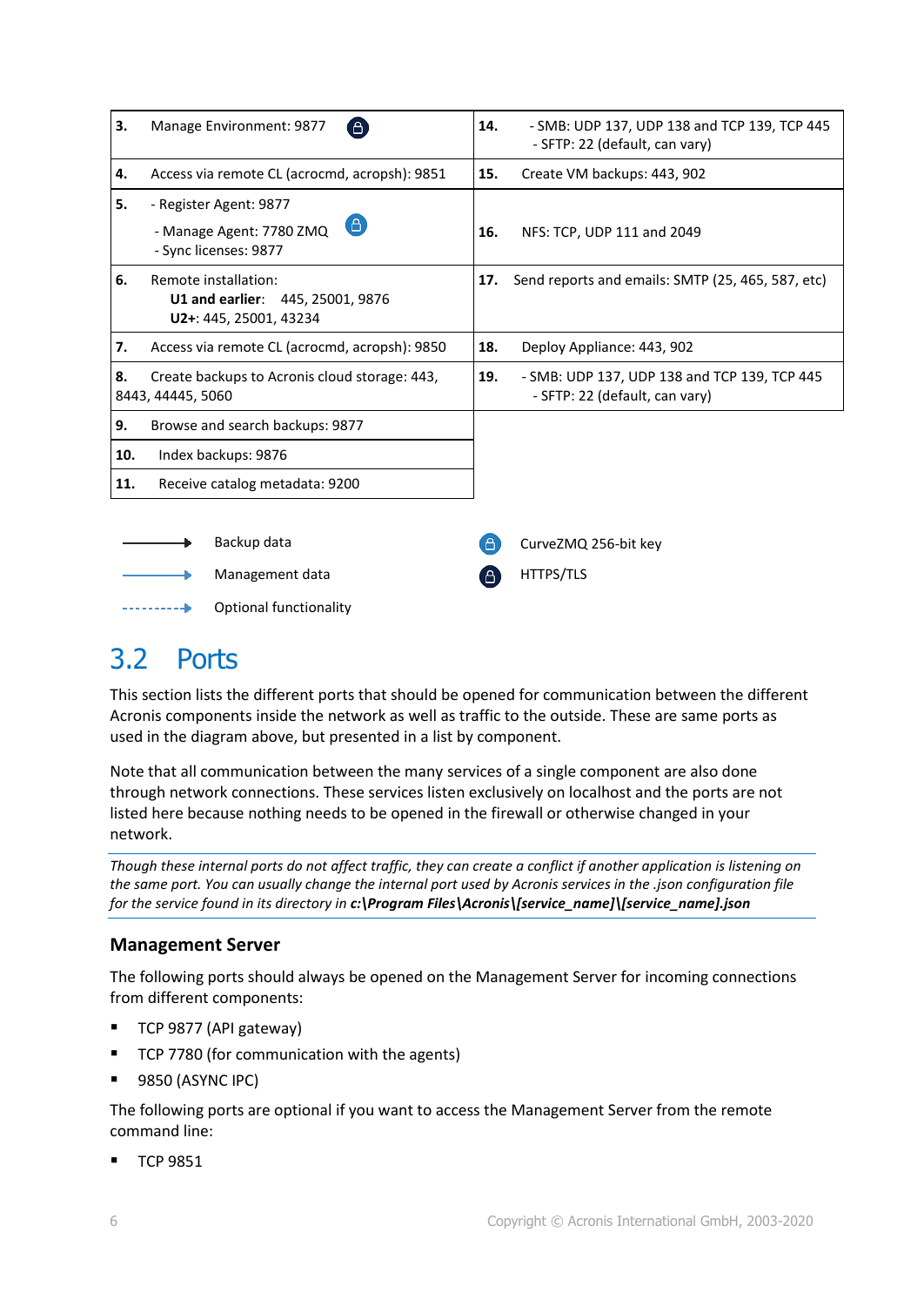| | |
|---|---|
| **3.** Manage Environment: 9877 | **14.** - SMB: UDP 137, UDP 138 and TCP 139, TCP 445<br>- SFTP: 22 (default, can vary) |
| **4.** Access via remote CL (acrocmd, acropsh): 9851 | **15.** Create VM backups: 443, 902 |
| **5.** - Register Agent: 9877<br>- Manage Agent: 7780 ZMQ<br>- Sync licenses: 9877 | **16.** NFS: TCP, UDP 111 and 2049 |
| **6.** Remote installation:<br>**U1 and earlier**: 445, 25001, 9876<br>**U2+**: 445, 25001, 43234 | **17.** Send reports and emails: SMTP (25, 465, 587, etc) |
| **7.** Access via remote CL (acrocmd, acropsh): 9850 | **18.** Deploy Appliance: 443, 902 |
| **8.** Create backups to Acronis cloud storage: 443, 8443, 44445, 5060 | **19.** - SMB: UDP 137, UDP 138 and TCP 139, TCP 445<br>- SFTP: 22 (default, can vary) |
| **9.** Browse and search backups: 9877 | |
| **10.** Index backups: 9876 | |
| **11.** Receive catalog metadata: 9200 | |

Backup data

Management data

Optional functionality

CurveZMQ 256-bit key

HTTPS/TLS

# 3.2 Ports

This section lists the different ports that should be opened for communication between the different Acronis components inside the network as well as traffic to the outside. These are same ports as used in the diagram above, but presented in a list by component.

Note that all communication between the many services of a single component are also done through network connections. These services listen exclusively on localhost and the ports are not listed here because nothing needs to be opened in the firewall or otherwise changed in your network.

*Though these internal ports do not affect traffic, they can create a conflict if another application is listening on the same port. You can usually change the internal port used by Acronis services in the .json configuration file for the service found in its directory in **c:\Program Files\Acronis\[service_name]\[service_name].json***

## Management Server

The following ports should always be opened on the Management Server for incoming connections from different components:

- TCP 9877 (API gateway)
- TCP 7780 (for communication with the agents)
- 9850 (ASYNC IPC)

The following ports are optional if you want to access the Management Server from the remote command line:

- TCP 9851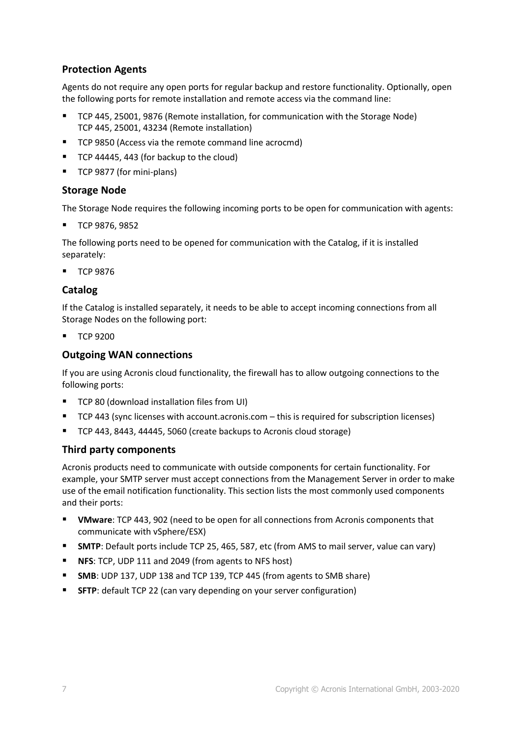### Protection Agents

Agents do not require any open ports for regular backup and restore functionality. Optionally, open the following ports for remote installation and remote access via the command line:

- TCP 445, 25001, 9876 (Remote installation, for communication with the Storage Node)
  TCP 445, 25001, 43234 (Remote installation)
- TCP 9850 (Access via the remote command line acrocmd)
- TCP 44445, 443 (for backup to the cloud)
- TCP 9877 (for mini-plans)

### Storage Node

The Storage Node requires the following incoming ports to be open for communication with agents:

- TCP 9876, 9852

The following ports need to be opened for communication with the Catalog, if it is installed separately:

- TCP 9876

### Catalog

If the Catalog is installed separately, it needs to be able to accept incoming connections from all Storage Nodes on the following port:

- TCP 9200

### Outgoing WAN connections

If you are using Acronis cloud functionality, the firewall has to allow outgoing connections to the following ports:

- TCP 80 (download installation files from UI)
- TCP 443 (sync licenses with account.acronis.com – this is required for subscription licenses)
- TCP 443, 8443, 44445, 5060 (create backups to Acronis cloud storage)

### Third party components

Acronis products need to communicate with outside components for certain functionality. For example, your SMTP server must accept connections from the Management Server in order to make use of the email notification functionality. This section lists the most commonly used components and their ports:

- **VMware**: TCP 443, 902 (need to be open for all connections from Acronis components that communicate with vSphere/ESX)
- **SMTP**: Default ports include TCP 25, 465, 587, etc (from AMS to mail server, value can vary)
- **NFS**: TCP, UDP 111 and 2049 (from agents to NFS host)
- **SMB**: UDP 137, UDP 138 and TCP 139, TCP 445 (from agents to SMB share)
- **SFTP**: default TCP 22 (can vary depending on your server configuration)